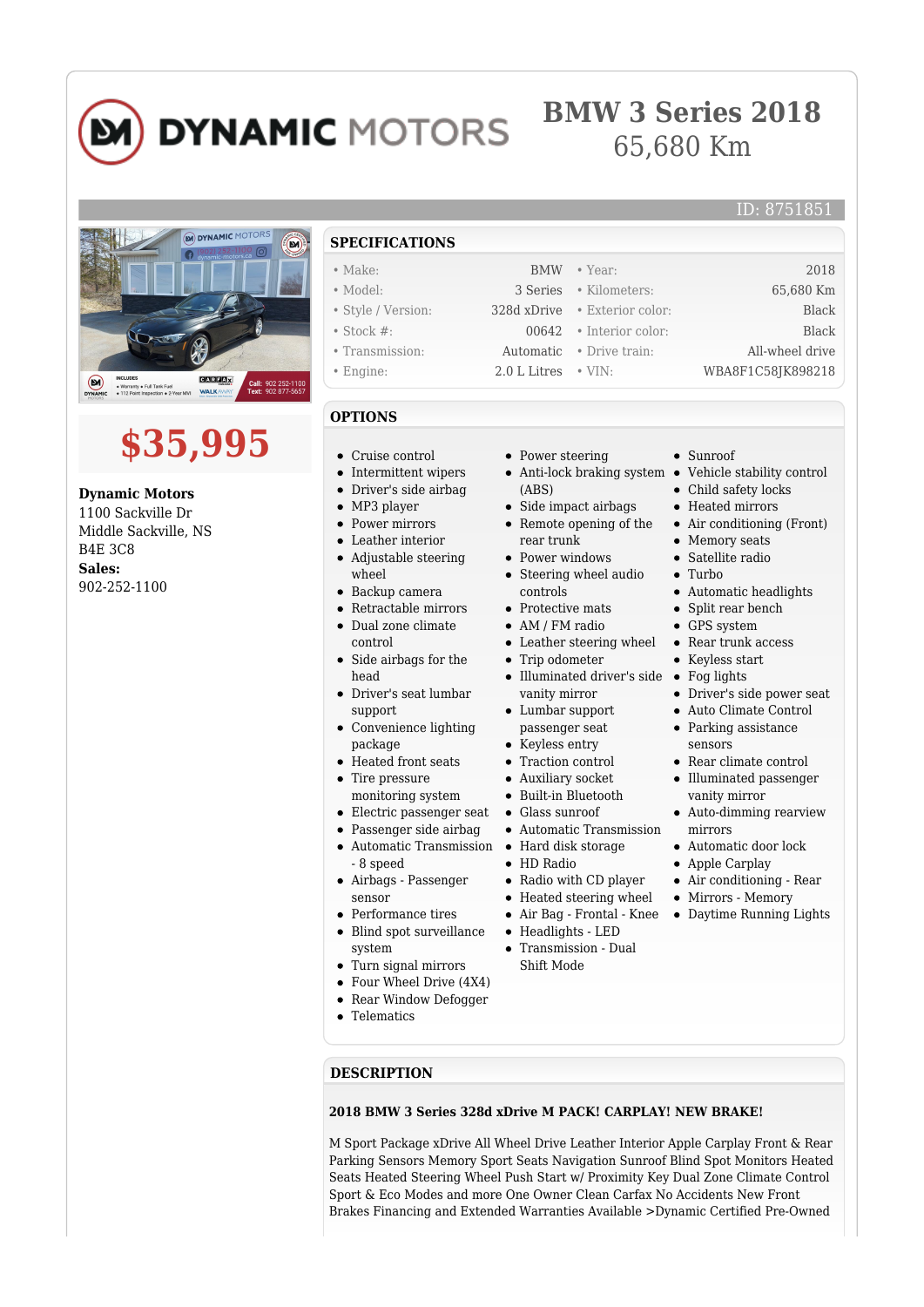# DYNAMIC MOTORS

# BMW 3 Series 2018

65,680 Km

ID: 8751851

## $35,995

**Dynamic Motors**
1100 Sackville Dr
Middle Sackville, NS
B4E 3C8
**Sales:**
902-252-1100

## SPECIFICATIONS

| | | | |
|---|---|---|---|
| • Make: | BMW | • Year: | 2018 |
| • Model: | 3 Series | • Kilometers: | 65,680 Km |
| • Style / Version: | 328d xDrive | • Exterior color: | Black |
| • Stock #: | 00642 | • Interior color: | Black |
| • Transmission: | Automatic | • Drive train: | All-wheel drive |
| • Engine: | 2.0 L Litres | • VIN: | WBA8F1C58JK898218 |

## OPTIONS

- Cruise control
- Intermittent wipers
- Driver's side airbag
- MP3 player
- Power mirrors
- Leather interior
- Adjustable steering wheel
- Backup camera
- Retractable mirrors
- Dual zone climate control
- Side airbags for the head
- Driver's seat lumbar support
- Convenience lighting package
- Heated front seats
- Tire pressure monitoring system
- Electric passenger seat
- Passenger side airbag
- Automatic Transmission - 8 speed
- Airbags - Passenger sensor
- Performance tires
- Blind spot surveillance system
- Turn signal mirrors
- Four Wheel Drive (4X4)
- Rear Window Defogger
- Telematics
- Power steering
- Anti-lock braking system (ABS)
- Side impact airbags
- Remote opening of the rear trunk
- Power windows
- Steering wheel audio controls
- Protective mats
- AM / FM radio
- Leather steering wheel
- Trip odometer
- Illuminated driver's side vanity mirror
- Lumbar support passenger seat
- Keyless entry
- Traction control
- Auxiliary socket
- Built-in Bluetooth
- Glass sunroof
- Automatic Transmission
- Hard disk storage
- HD Radio
- Radio with CD player
- Heated steering wheel
- Air Bag - Frontal - Knee
- Headlights - LED
- Transmission - Dual Shift Mode
- Sunroof
- Vehicle stability control
- Child safety locks
- Heated mirrors
- Air conditioning (Front)
- Memory seats
- Satellite radio
- Turbo
- Automatic headlights
- Split rear bench
- GPS system
- Rear trunk access
- Keyless start
- Fog lights
- Driver's side power seat
- Auto Climate Control
- Parking assistance sensors
- Rear climate control
- Illuminated passenger vanity mirror
- Auto-dimming rearview mirrors
- Automatic door lock
- Apple Carplay
- Air conditioning - Rear
- Mirrors - Memory
- Daytime Running Lights

## DESCRIPTION

**2018 BMW 3 Series 328d xDrive M PACK! CARPLAY! NEW BRAKE!**

M Sport Package xDrive All Wheel Drive Leather Interior Apple Carplay Front & Rear Parking Sensors Memory Sport Seats Navigation Sunroof Blind Spot Monitors Heated Seats Heated Steering Wheel Push Start w/ Proximity Key Dual Zone Climate Control Sport & Eco Modes and more One Owner Clean Carfax No Accidents New Front Brakes Financing and Extended Warranties Available >Dynamic Certified Pre-Owned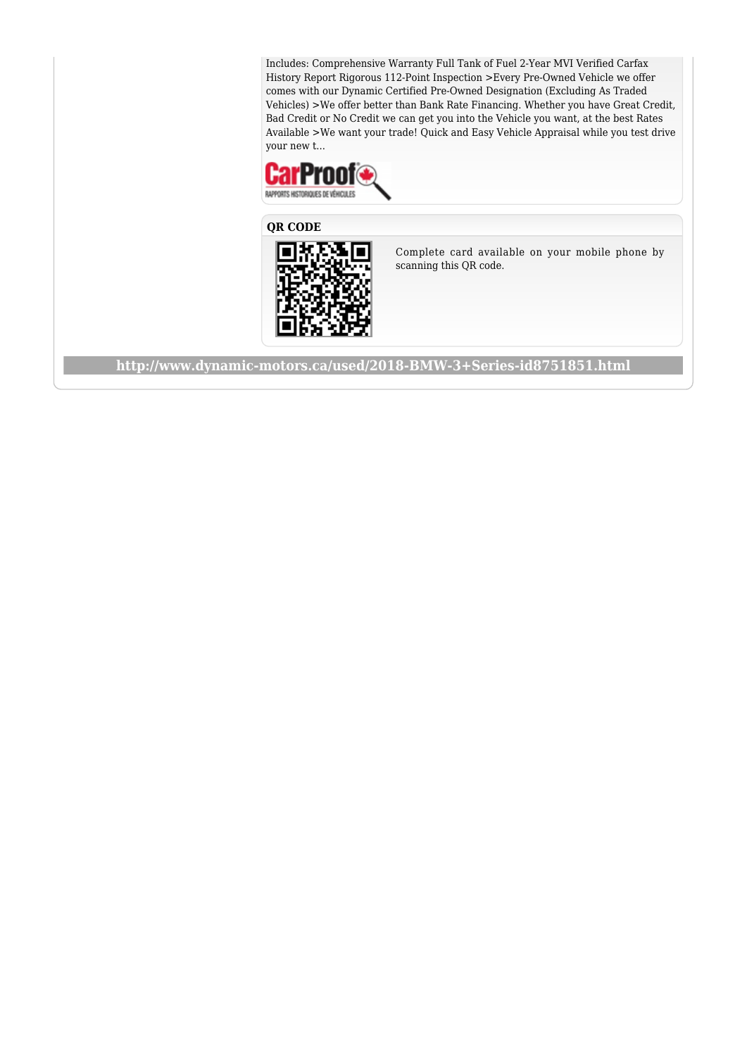Includes: Comprehensive Warranty Full Tank of Fuel 2-Year MVI Verified Carfax History Report Rigorous 112-Point Inspection >Every Pre-Owned Vehicle we offer comes with our Dynamic Certified Pre-Owned Designation (Excluding As Traded Vehicles) >We offer better than Bank Rate Financing. Whether you have Great Credit, Bad Credit or No Credit we can get you into the Vehicle you want, at the best Rates Available >We want your trade! Quick and Easy Vehicle Appraisal while you test drive your new t...

CarProof RAPPORTS HISTORIQUES DE VÉHICULES

**QR CODE**

Complete card available on your mobile phone by scanning this QR code.

**http://www.dynamic-motors.ca/used/2018-BMW-3+Series-id8751851.html**